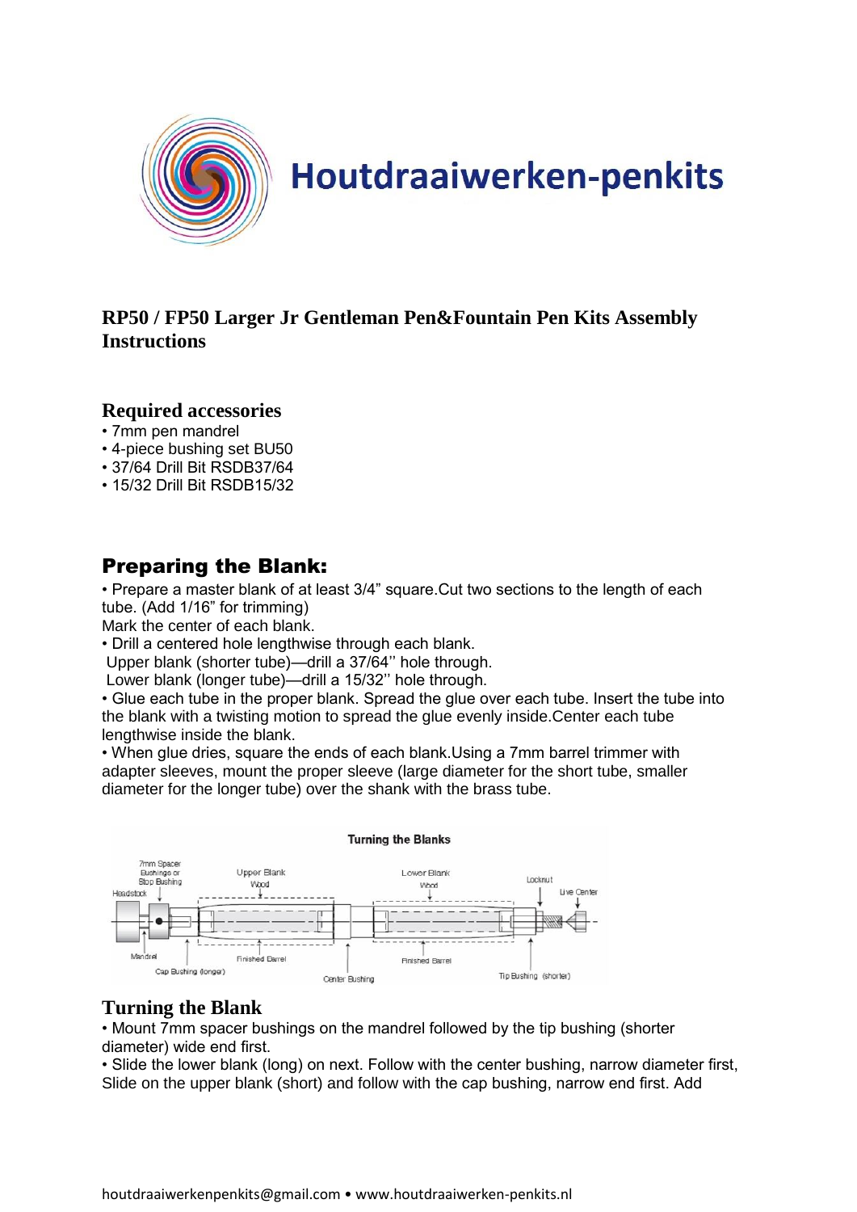# Houtdraaiwerken-penkits

## RP50 / FP50 Larger Jr Gentleman Pen&Fountain Pen Kits Assembly Instructions

### Required accessories

- 7mm pen mandrel
- 4-piece bushing set BU50
- 37/64 Drill Bit RSDB37/64
- 15/32 Drill Bit RSDB15/32

### Preparing the Blank:

- Prepare a master blank of at least 3/4" square.Cut two sections to the length of each tube. (Add 1/16" for trimming)

Mark the center of each blank.

- Drill a centered hole lengthwise through each blank.
  Upper blank (shorter tube)—drill a 37/64'' hole through.
  Lower blank (longer tube)—drill a 15/32'' hole through.
- Glue each tube in the proper blank. Spread the glue over each tube. Insert the tube into the blank with a twisting motion to spread the glue evenly inside.Center each tube lengthwise inside the blank.
- When glue dries, square the ends of each blank.Using a 7mm barrel trimmer with adapter sleeves, mount the proper sleeve (large diameter for the short tube, smaller diameter for the longer tube) over the shank with the brass tube.

Turning the Blanks

Headstock · 7mm Spacer Bushings or Stop Bushing · Upper Blank Wood · Lower Blank Wood · Locknut · Live Center · Mandrel · Cap Bushing (longer) · Finished Barrel · Center Bushing · Finished Barrel · Tip Bushing (shorter)

### Turning the Blank

- Mount 7mm spacer bushings on the mandrel followed by the tip bushing (shorter diameter) wide end first.
- Slide the lower blank (long) on next. Follow with the center bushing, narrow diameter first, Slide on the upper blank (short) and follow with the cap bushing, narrow end first. Add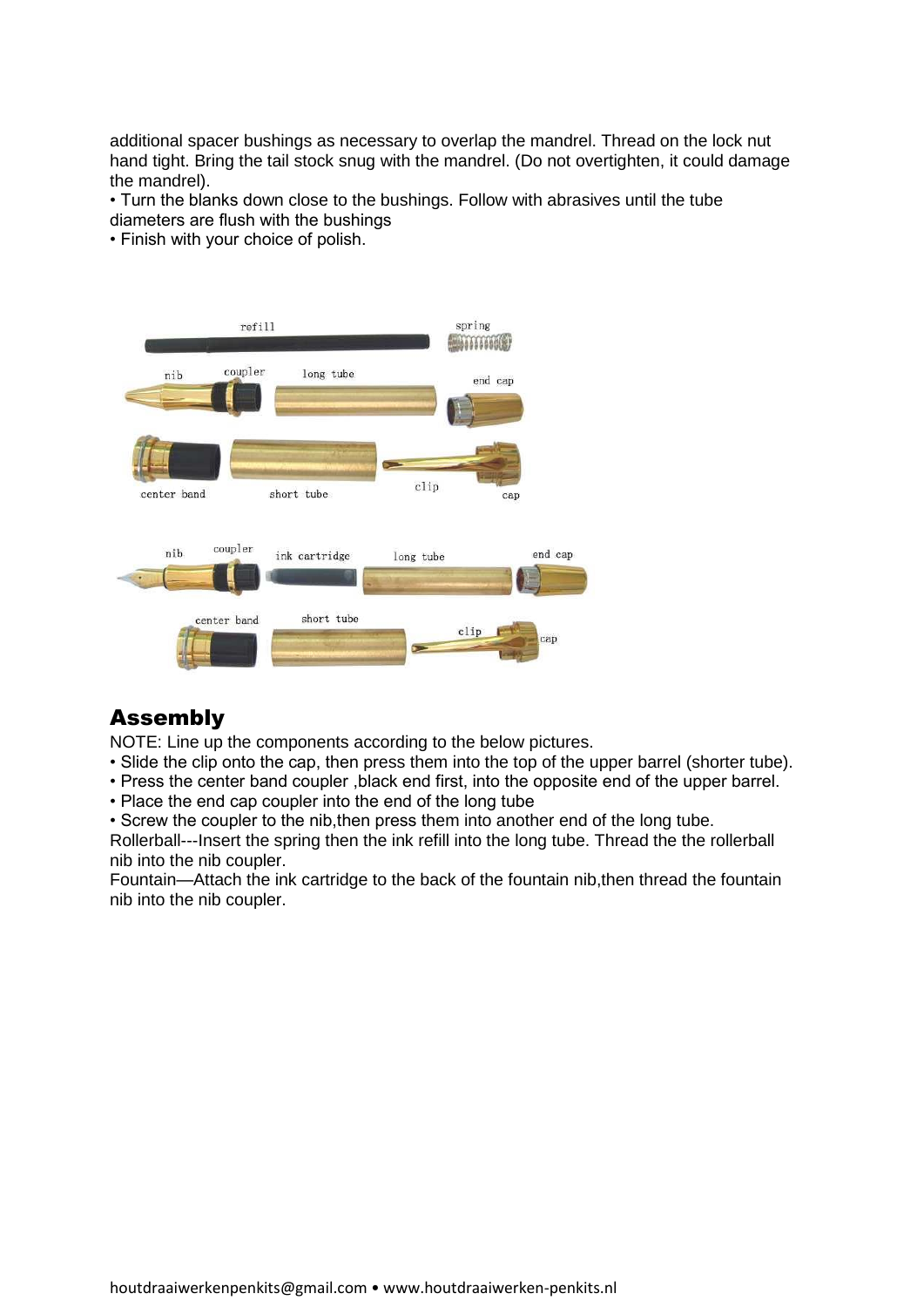additional spacer bushings as necessary to overlap the mandrel. Thread on the lock nut hand tight. Bring the tail stock snug with the mandrel. (Do not overtighten, it could damage the mandrel).

• Turn the blanks down close to the bushings. Follow with abrasives until the tube diameters are flush with the bushings

• Finish with your choice of polish.

## Assembly

NOTE: Line up the components according to the below pictures.

• Slide the clip onto the cap, then press them into the top of the upper barrel (shorter tube).

• Press the center band coupler ,black end first, into the opposite end of the upper barrel.

• Place the end cap coupler into the end of the long tube

• Screw the coupler to the nib,then press them into another end of the long tube.

Rollerball---Insert the spring then the ink refill into the long tube. Thread the the rollerball nib into the nib coupler.

Fountain—Attach the ink cartridge to the back of the fountain nib,then thread the fountain nib into the nib coupler.